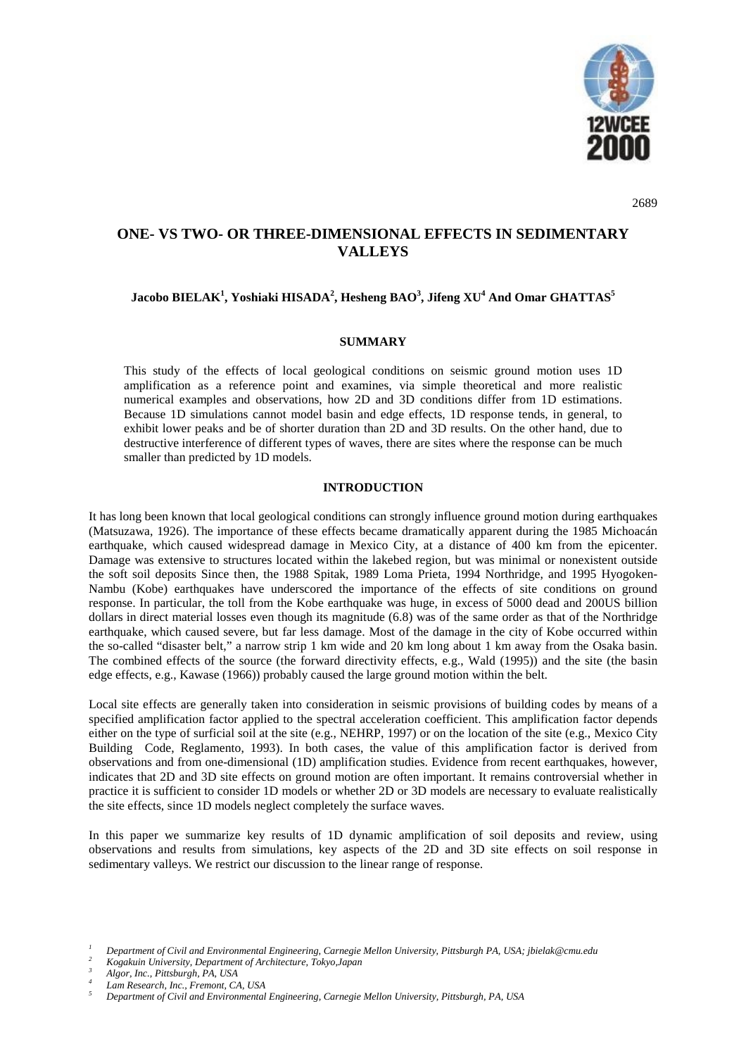# ONE- VS TWO- OR THREE-DIMENSIONAL EFFECTS IN SEDIMENTARY VALLEYS

**Jacobo BIELAK[1], Yoshiaki HISADA[2], Hesheng BAO[3], Jifeng XU[4] And Omar GHATTAS[5]**

## SUMMARY

This study of the effects of local geological conditions on seismic ground motion uses 1D amplification as a reference point and examines, via simple theoretical and more realistic numerical examples and observations, how 2D and 3D conditions differ from 1D estimations. Because 1D simulations cannot model basin and edge effects, 1D response tends, in general, to exhibit lower peaks and be of shorter duration than 2D and 3D results. On the other hand, due to destructive interference of different types of waves, there are sites where the response can be much smaller than predicted by 1D models.

## INTRODUCTION

It has long been known that local geological conditions can strongly influence ground motion during earthquakes (Matsuzawa, 1926). The importance of these effects became dramatically apparent during the 1985 Michoacán earthquake, which caused widespread damage in Mexico City, at a distance of 400 km from the epicenter. Damage was extensive to structures located within the lakebed region, but was minimal or nonexistent outside the soft soil deposits Since then, the 1988 Spitak, 1989 Loma Prieta, 1994 Northridge, and 1995 Hyogoken-Nambu (Kobe) earthquakes have underscored the importance of the effects of site conditions on ground response. In particular, the toll from the Kobe earthquake was huge, in excess of 5000 dead and 200US billion dollars in direct material losses even though its magnitude (6.8) was of the same order as that of the Northridge earthquake, which caused severe, but far less damage. Most of the damage in the city of Kobe occurred within the so-called "disaster belt," a narrow strip 1 km wide and 20 km long about 1 km away from the Osaka basin. The combined effects of the source (the forward directivity effects, e.g., Wald (1995)) and the site (the basin edge effects, e.g., Kawase (1966)) probably caused the large ground motion within the belt.

Local site effects are generally taken into consideration in seismic provisions of building codes by means of a specified amplification factor applied to the spectral acceleration coefficient. This amplification factor depends either on the type of surficial soil at the site (e.g., NEHRP, 1997) or on the location of the site (e.g., Mexico City Building Code, Reglamento, 1993). In both cases, the value of this amplification factor is derived from observations and from one-dimensional (1D) amplification studies. Evidence from recent earthquakes, however, indicates that 2D and 3D site effects on ground motion are often important. It remains controversial whether in practice it is sufficient to consider 1D models or whether 2D or 3D models are necessary to evaluate realistically the site effects, since 1D models neglect completely the surface waves.

In this paper we summarize key results of 1D dynamic amplification of soil deposits and review, using observations and results from simulations, key aspects of the 2D and 3D site effects on soil response in sedimentary valleys. We restrict our discussion to the linear range of response.

[1] *Department of Civil and Environmental Engineering, Carnegie Mellon University, Pittsburgh PA, USA; jbielak@cmu.edu*
[2] *Kogakuin University, Department of Architecture, Tokyo,Japan*
[3] *Algor, Inc., Pittsburgh, PA, USA*
[4] *Lam Research, Inc., Fremont, CA, USA*
[5] *Department of Civil and Environmental Engineering, Carnegie Mellon University, Pittsburgh, PA, USA*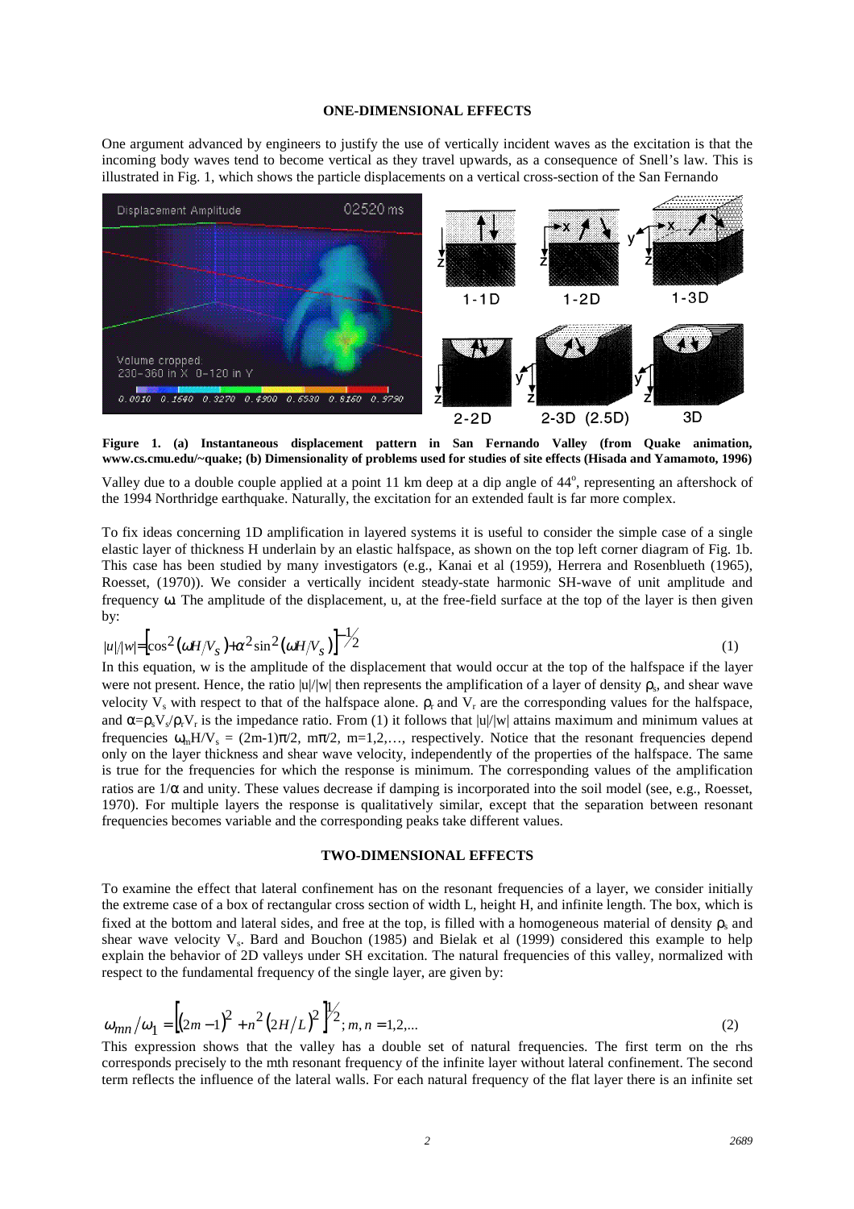## ONE-DIMENSIONAL EFFECTS

One argument advanced by engineers to justify the use of vertically incident waves as the excitation is that the incoming body waves tend to become vertical as they travel upwards, as a consequence of Snell's law. This is illustrated in Fig. 1, which shows the particle displacements on a vertical cross-section of the San Fernando

**Figure 1. (a) Instantaneous displacement pattern in San Fernando Valley (from Quake animation, www.cs.cmu.edu/~quake; (b) Dimensionality of problems used for studies of site effects (Hisada and Yamamoto, 1996)**

Valley due to a double couple applied at a point 11 km deep at a dip angle of 44°, representing an aftershock of the 1994 Northridge earthquake. Naturally, the excitation for an extended fault is far more complex.

To fix ideas concerning 1D amplification in layered systems it is useful to consider the simple case of a single elastic layer of thickness H underlain by an elastic halfspace, as shown on the top left corner diagram of Fig. 1b. This case has been studied by many investigators (e.g., Kanai et al (1959), Herrera and Rosenblueth (1965), Roesset, (1970)). We consider a vertically incident steady-state harmonic SH-wave of unit amplitude and frequency $\omega$. The amplitude of the displacement, u, at the free-field surface at the top of the layer is then given by:

$$|u|/|w| = \left[\cos^2(\omega H/V_s) + \alpha^2 \sin^2(\omega H/V_s)\right]^{-1/2} \tag{1}$$

In this equation, w is the amplitude of the displacement that would occur at the top of the halfspace if the layer were not present. Hence, the ratio |u|/|w| then represents the amplification of a layer of density $\rho_s$, and shear wave velocity $V_s$ with respect to that of the halfspace alone. $\rho_r$ and $V_r$ are the corresponding values for the halfspace, and $\alpha = \rho_s V_s / \rho_r V_r$ is the impedance ratio. From (1) it follows that |u|/|w| attains maximum and minimum values at frequencies $\omega_m H/V_s = (2m-1)\pi/2$, $m\pi/2$, m=1,2,…, respectively. Notice that the resonant frequencies depend only on the layer thickness and shear wave velocity, independently of the properties of the halfspace. The same is true for the frequencies for which the response is minimum. The corresponding values of the amplification ratios are $1/\alpha$ and unity. These values decrease if damping is incorporated into the soil model (see, e.g., Roesset, 1970). For multiple layers the response is qualitatively similar, except that the separation between resonant frequencies becomes variable and the corresponding peaks take different values.

## TWO-DIMENSIONAL EFFECTS

To examine the effect that lateral confinement has on the resonant frequencies of a layer, we consider initially the extreme case of a box of rectangular cross section of width L, height H, and infinite length. The box, which is fixed at the bottom and lateral sides, and free at the top, is filled with a homogeneous material of density $\rho_s$ and shear wave velocity $V_s$. Bard and Bouchon (1985) and Bielak et al (1999) considered this example to help explain the behavior of 2D valleys under SH excitation. The natural frequencies of this valley, normalized with respect to the fundamental frequency of the single layer, are given by:

$$\omega_{mn}/\omega_1 = \left[(2m-1)^2 + n^2 (2H/L)^2\right]^{1/2};\ m, n = 1,2,... \tag{2}$$

This expression shows that the valley has a double set of natural frequencies. The first term on the rhs corresponds precisely to the mth resonant frequency of the infinite layer without lateral confinement. The second term reflects the influence of the lateral walls. For each natural frequency of the flat layer there is an infinite set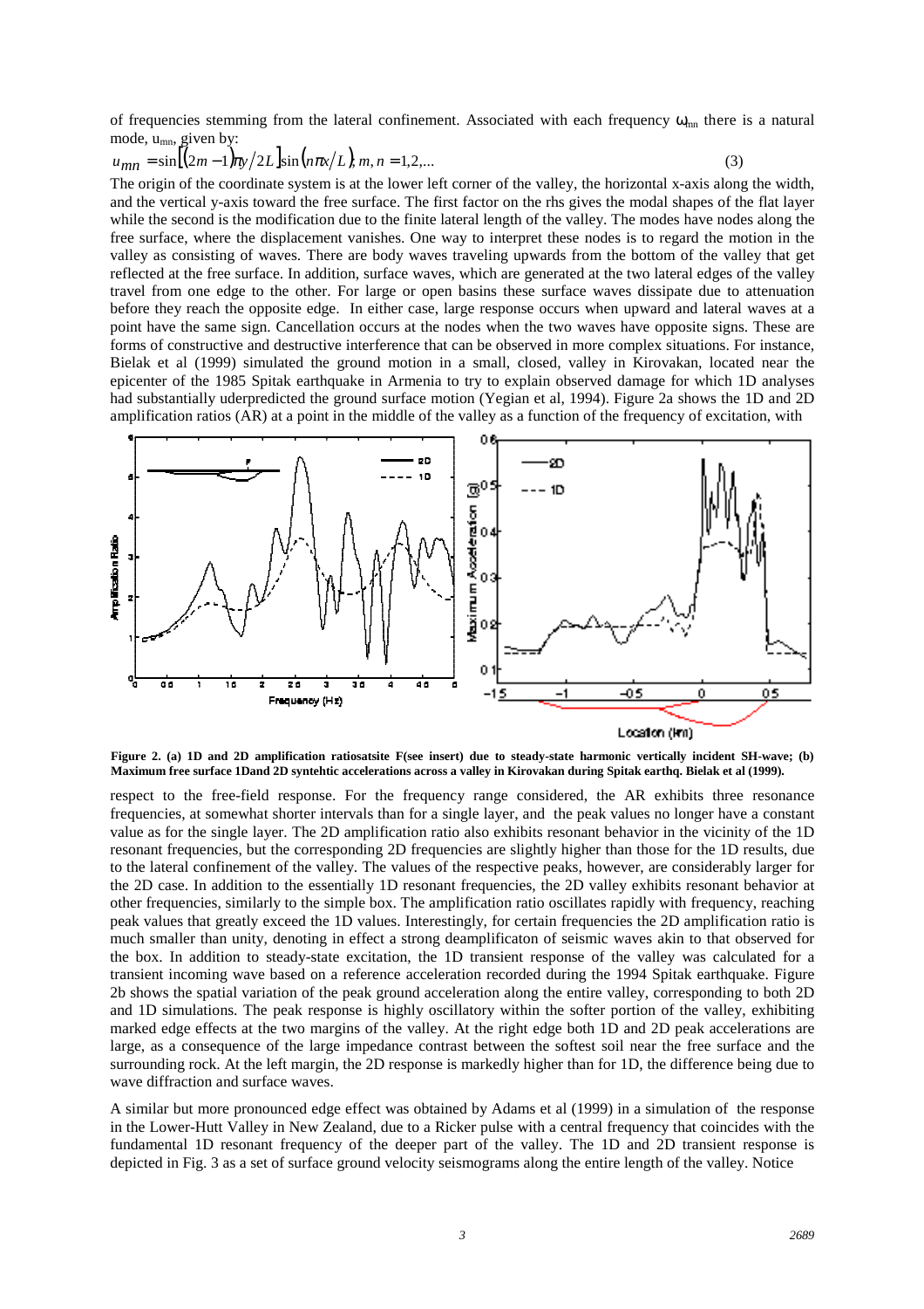of frequencies stemming from the lateral confinement. Associated with each frequency $\omega_{mn}$ there is a natural mode, $u_{mn}$, given by:

$$u_{mn} = \sin\left[(2m-1)\pi y/2L\right]\sin\left(n\pi x/L\right),\ m,n = 1,2,... \quad (3)$$

The origin of the coordinate system is at the lower left corner of the valley, the horizontal x-axis along the width, and the vertical y-axis toward the free surface. The first factor on the rhs gives the modal shapes of the flat layer while the second is the modification due to the finite lateral length of the valley. The modes have nodes along the free surface, where the displacement vanishes. One way to interpret these nodes is to regard the motion in the valley as consisting of waves. There are body waves traveling upwards from the bottom of the valley that get reflected at the free surface. In addition, surface waves, which are generated at the two lateral edges of the valley travel from one edge to the other. For large or open basins these surface waves dissipate due to attenuation before they reach the opposite edge. In either case, large response occurs when upward and lateral waves at a point have the same sign. Cancellation occurs at the nodes when the two waves have opposite signs. These are forms of constructive and destructive interference that can be observed in more complex situations. For instance, Bielak et al (1999) simulated the ground motion in a small, closed, valley in Kirovakan, located near the epicenter of the 1985 Spitak earthquake in Armenia to try to explain observed damage for which 1D analyses had substantially uderpredicted the ground surface motion (Yegian et al, 1994). Figure 2a shows the 1D and 2D amplification ratios (AR) at a point in the middle of the valley as a function of the frequency of excitation, with

**Figure 2. (a) 1D and 2D amplification ratiosatsite F(see insert) due to steady-state harmonic vertically incident SH-wave; (b) Maximum free surface 1Dand 2D syntehtic accelerations across a valley in Kirovakan during Spitak earthq. Bielak et al (1999).**

respect to the free-field response. For the frequency range considered, the AR exhibits three resonance frequencies, at somewhat shorter intervals than for a single layer, and the peak values no longer have a constant value as for the single layer. The 2D amplification ratio also exhibits resonant behavior in the vicinity of the 1D resonant frequencies, but the corresponding 2D frequencies are slightly higher than those for the 1D results, due to the lateral confinement of the valley. The values of the respective peaks, however, are considerably larger for the 2D case. In addition to the essentially 1D resonant frequencies, the 2D valley exhibits resonant behavior at other frequencies, similarly to the simple box. The amplification ratio oscillates rapidly with frequency, reaching peak values that greatly exceed the 1D values. Interestingly, for certain frequencies the 2D amplification ratio is much smaller than unity, denoting in effect a strong deamplificaton of seismic waves akin to that observed for the box. In addition to steady-state excitation, the 1D transient response of the valley was calculated for a transient incoming wave based on a reference acceleration recorded during the 1994 Spitak earthquake. Figure 2b shows the spatial variation of the peak ground acceleration along the entire valley, corresponding to both 2D and 1D simulations. The peak response is highly oscillatory within the softer portion of the valley, exhibiting marked edge effects at the two margins of the valley. At the right edge both 1D and 2D peak accelerations are large, as a consequence of the large impedance contrast between the softest soil near the free surface and the surrounding rock. At the left margin, the 2D response is markedly higher than for 1D, the difference being due to wave diffraction and surface waves.

A similar but more pronounced edge effect was obtained by Adams et al (1999) in a simulation of the response in the Lower-Hutt Valley in New Zealand, due to a Ricker pulse with a central frequency that coincides with the fundamental 1D resonant frequency of the deeper part of the valley. The 1D and 2D transient response is depicted in Fig. 3 as a set of surface ground velocity seismograms along the entire length of the valley. Notice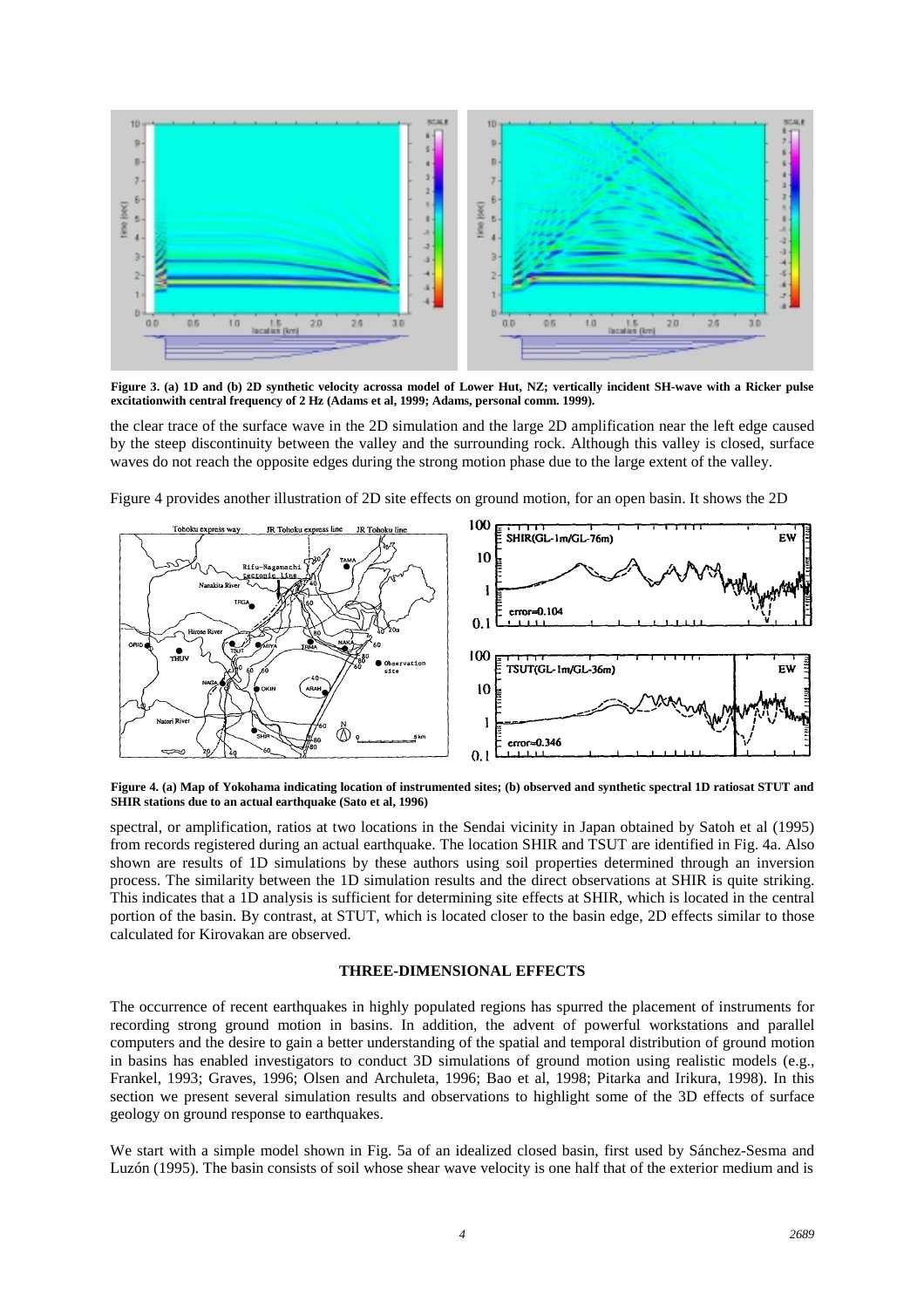**Figure 3. (a) 1D and (b) 2D synthetic velocity acrossa model of Lower Hut, NZ; vertically incident SH-wave with a Ricker pulse excitationwith central frequency of 2 Hz (Adams et al, 1999; Adams, personal comm. 1999).**

the clear trace of the surface wave in the 2D simulation and the large 2D amplification near the left edge caused by the steep discontinuity between the valley and the surrounding rock. Although this valley is closed, surface waves do not reach the opposite edges during the strong motion phase due to the large extent of the valley.

Figure 4 provides another illustration of 2D site effects on ground motion, for an open basin. It shows the 2D

**Figure 4. (a) Map of Yokohama indicating location of instrumented sites; (b) observed and synthetic spectral 1D ratiosat STUT and SHIR stations due to an actual earthquake (Sato et al, 1996)**

spectral, or amplification, ratios at two locations in the Sendai vicinity in Japan obtained by Satoh et al (1995) from records registered during an actual earthquake. The location SHIR and TSUT are identified in Fig. 4a. Also shown are results of 1D simulations by these authors using soil properties determined through an inversion process. The similarity between the 1D simulation results and the direct observations at SHIR is quite striking. This indicates that a 1D analysis is sufficient for determining site effects at SHIR, which is located in the central portion of the basin. By contrast, at STUT, which is located closer to the basin edge, 2D effects similar to those calculated for Kirovakan are observed.

## THREE-DIMENSIONAL EFFECTS

The occurrence of recent earthquakes in highly populated regions has spurred the placement of instruments for recording strong ground motion in basins. In addition, the advent of powerful workstations and parallel computers and the desire to gain a better understanding of the spatial and temporal distribution of ground motion in basins has enabled investigators to conduct 3D simulations of ground motion using realistic models (e.g., Frankel, 1993; Graves, 1996; Olsen and Archuleta, 1996; Bao et al, 1998; Pitarka and Irikura, 1998). In this section we present several simulation results and observations to highlight some of the 3D effects of surface geology on ground response to earthquakes.

We start with a simple model shown in Fig. 5a of an idealized closed basin, first used by Sánchez-Sesma and Luzón (1995). The basin consists of soil whose shear wave velocity is one half that of the exterior medium and is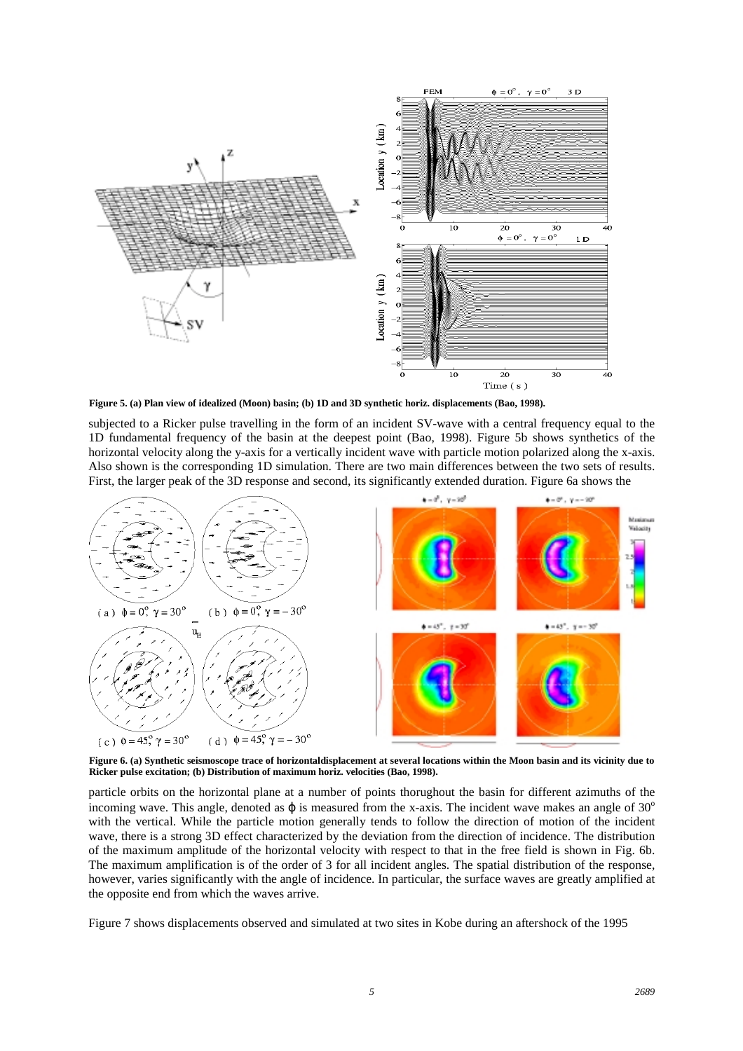**Figure 5. (a) Plan view of idealized (Moon) basin; (b) 1D and 3D synthetic horiz. displacements (Bao, 1998).**

subjected to a Ricker pulse travelling in the form of an incident SV-wave with a central frequency equal to the 1D fundamental frequency of the basin at the deepest point (Bao, 1998). Figure 5b shows synthetics of the horizontal velocity along the y-axis for a vertically incident wave with particle motion polarized along the x-axis. Also shown is the corresponding 1D simulation. There are two main differences between the two sets of results. First, the larger peak of the 3D response and second, its significantly extended duration. Figure 6a shows the

**Figure 6. (a) Synthetic seismoscope trace of horizontaldisplacement at several locations within the Moon basin and its vicinity due to Ricker pulse excitation; (b) Distribution of maximum horiz. velocities (Bao, 1998).**

particle orbits on the horizontal plane at a number of points thorughout the basin for different azimuths of the incoming wave. This angle, denoted as $\phi$ is measured from the x-axis. The incident wave makes an angle of $30^o$ with the vertical. While the particle motion generally tends to follow the direction of motion of the incident wave, there is a strong 3D effect characterized by the deviation from the direction of incidence. The distribution of the maximum amplitude of the horizontal velocity with respect to that in the free field is shown in Fig. 6b. The maximum amplification is of the order of 3 for all incident angles. The spatial distribution of the response, however, varies significantly with the angle of incidence. In particular, the surface waves are greatly amplified at the opposite end from which the waves arrive.

Figure 7 shows displacements observed and simulated at two sites in Kobe during an aftershock of the 1995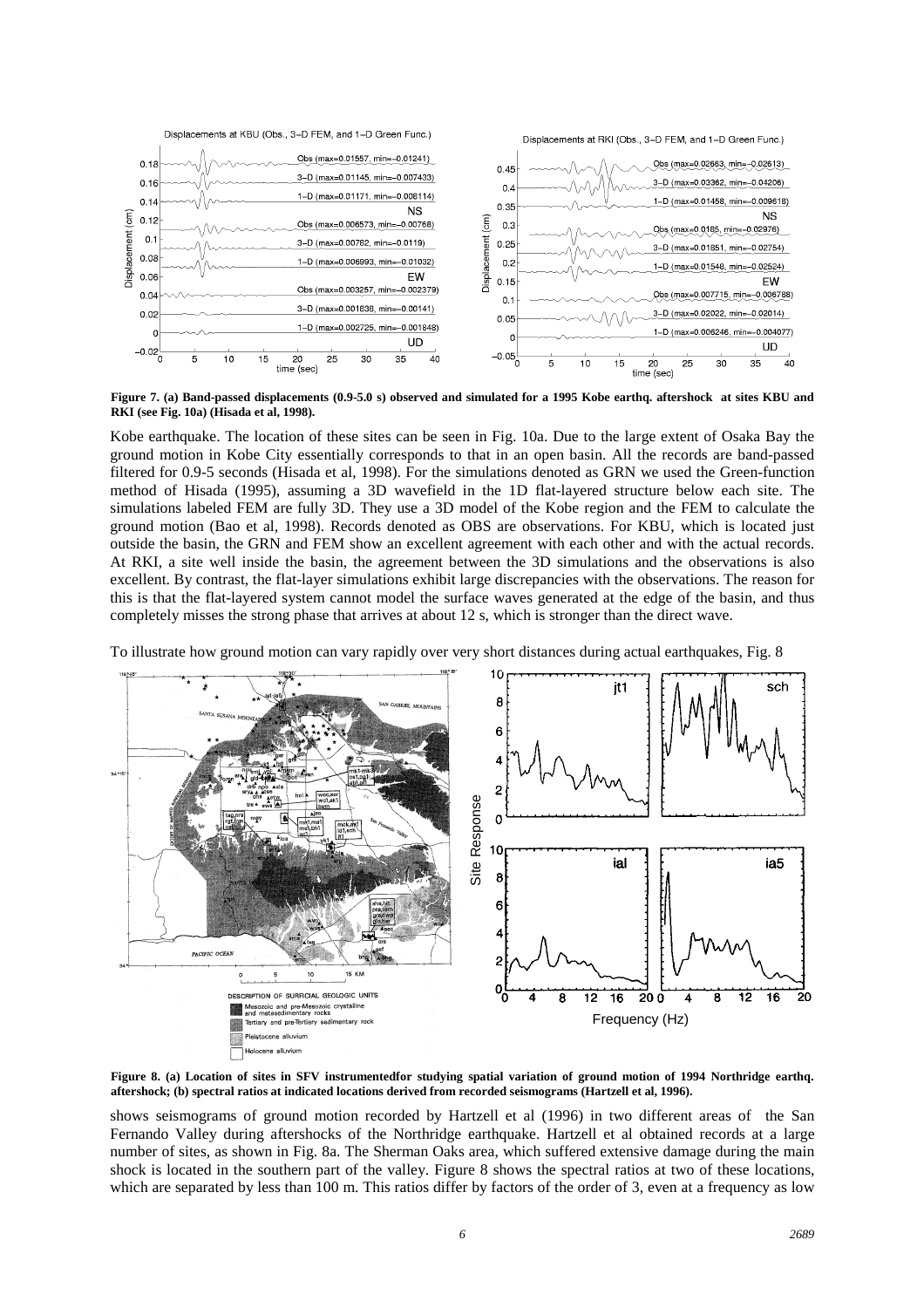**Figure 7. (a) Band-passed displacements (0.9-5.0 s) observed and simulated for a 1995 Kobe earthq. aftershock at sites KBU and RKI (see Fig. 10a) (Hisada et al, 1998).**

Kobe earthquake. The location of these sites can be seen in Fig. 10a. Due to the large extent of Osaka Bay the ground motion in Kobe City essentially corresponds to that in an open basin. All the records are band-passed filtered for 0.9-5 seconds (Hisada et al, 1998). For the simulations denoted as GRN we used the Green-function method of Hisada (1995), assuming a 3D wavefield in the 1D flat-layered structure below each site. The simulations labeled FEM are fully 3D. They use a 3D model of the Kobe region and the FEM to calculate the ground motion (Bao et al, 1998). Records denoted as OBS are observations. For KBU, which is located just outside the basin, the GRN and FEM show an excellent agreement with each other and with the actual records. At RKI, a site well inside the basin, the agreement between the 3D simulations and the observations is also excellent. By contrast, the flat-layer simulations exhibit large discrepancies with the observations. The reason for this is that the flat-layered system cannot model the surface waves generated at the edge of the basin, and thus completely misses the strong phase that arrives at about 12 s, which is stronger than the direct wave.

To illustrate how ground motion can vary rapidly over very short distances during actual earthquakes, Fig. 8 shows seismograms of ground motion recorded by Hartzell et al (1996) in two different areas of the San Fernando Valley during aftershocks of the Northridge earthquake. Hartzell et al obtained records at a large number of sites, as shown in Fig. 8a. The Sherman Oaks area, which suffered extensive damage during the main shock is located in the southern part of the valley. Figure 8 shows the spectral ratios at two of these locations, which are separated by less than 100 m. This ratios differ by factors of the order of 3, even at a frequency as low

**Figure 8. (a) Location of sites in SFV instrumentedfor studying spatial variation of ground motion of 1994 Northridge earthq. aftershock; (b) spectral ratios at indicated locations derived from recorded seismograms (Hartzell et al, 1996).**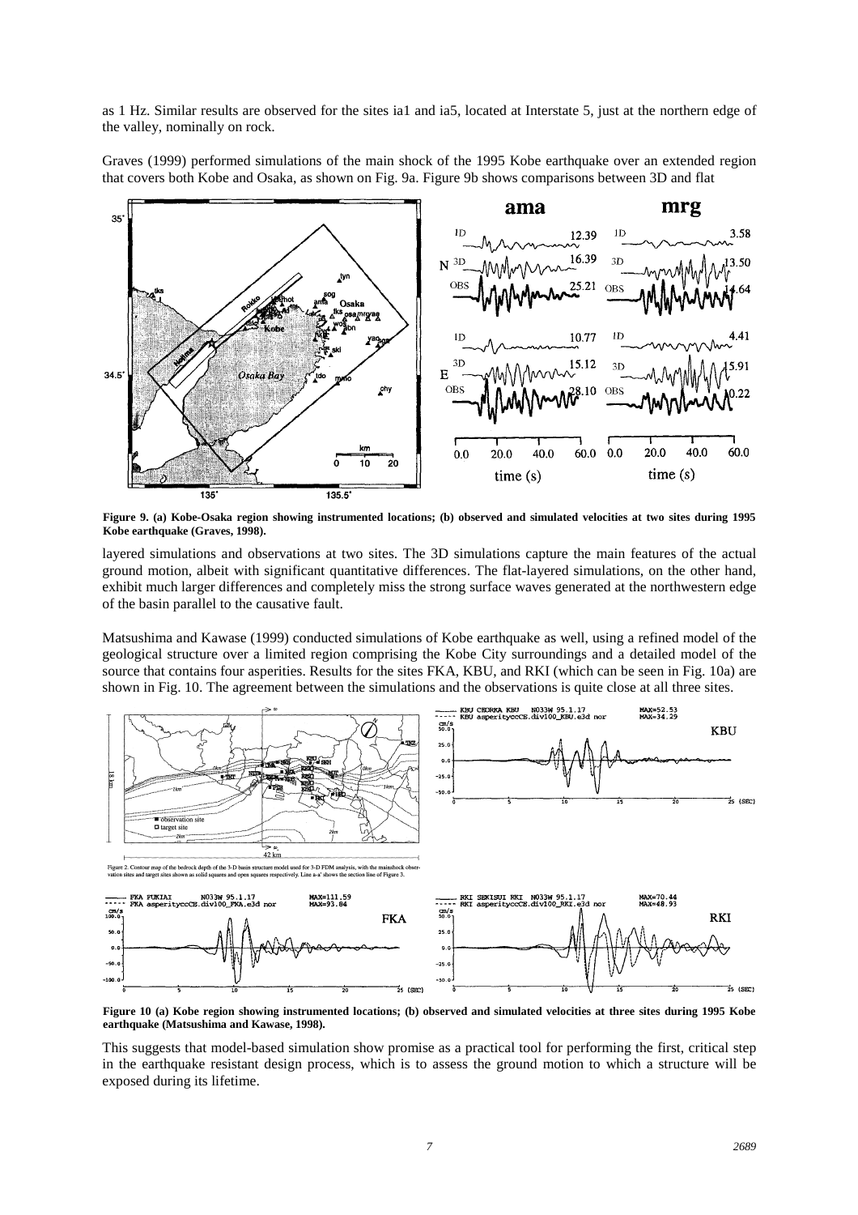as 1 Hz. Similar results are observed for the sites ia1 and ia5, located at Interstate 5, just at the northern edge of the valley, nominally on rock.

Graves (1999) performed simulations of the main shock of the 1995 Kobe earthquake over an extended region that covers both Kobe and Osaka, as shown on Fig. 9a. Figure 9b shows comparisons between 3D and flat layered simulations and observations at two sites. The 3D simulations capture the main features of the actual ground motion, albeit with significant quantitative differences. The flat-layered simulations, on the other hand, exhibit much larger differences and completely miss the strong surface waves generated at the northwestern edge of the basin parallel to the causative fault.

**Figure 9. (a) Kobe-Osaka region showing instrumented locations; (b) observed and simulated velocities at two sites during 1995 Kobe earthquake (Graves, 1998).**

Matsushima and Kawase (1999) conducted simulations of Kobe earthquake as well, using a refined model of the geological structure over a limited region comprising the Kobe City surroundings and a detailed model of the source that contains four asperities. Results for the sites FKA, KBU, and RKI (which can be seen in Fig. 10a) are shown in Fig. 10. The agreement between the simulations and the observations is quite close at all three sites.

**Figure 10 (a) Kobe region showing instrumented locations; (b) observed and simulated velocities at three sites during 1995 Kobe earthquake (Matsushima and Kawase, 1998).**

This suggests that model-based simulation show promise as a practical tool for performing the first, critical step in the earthquake resistant design process, which is to assess the ground motion to which a structure will be exposed during its lifetime.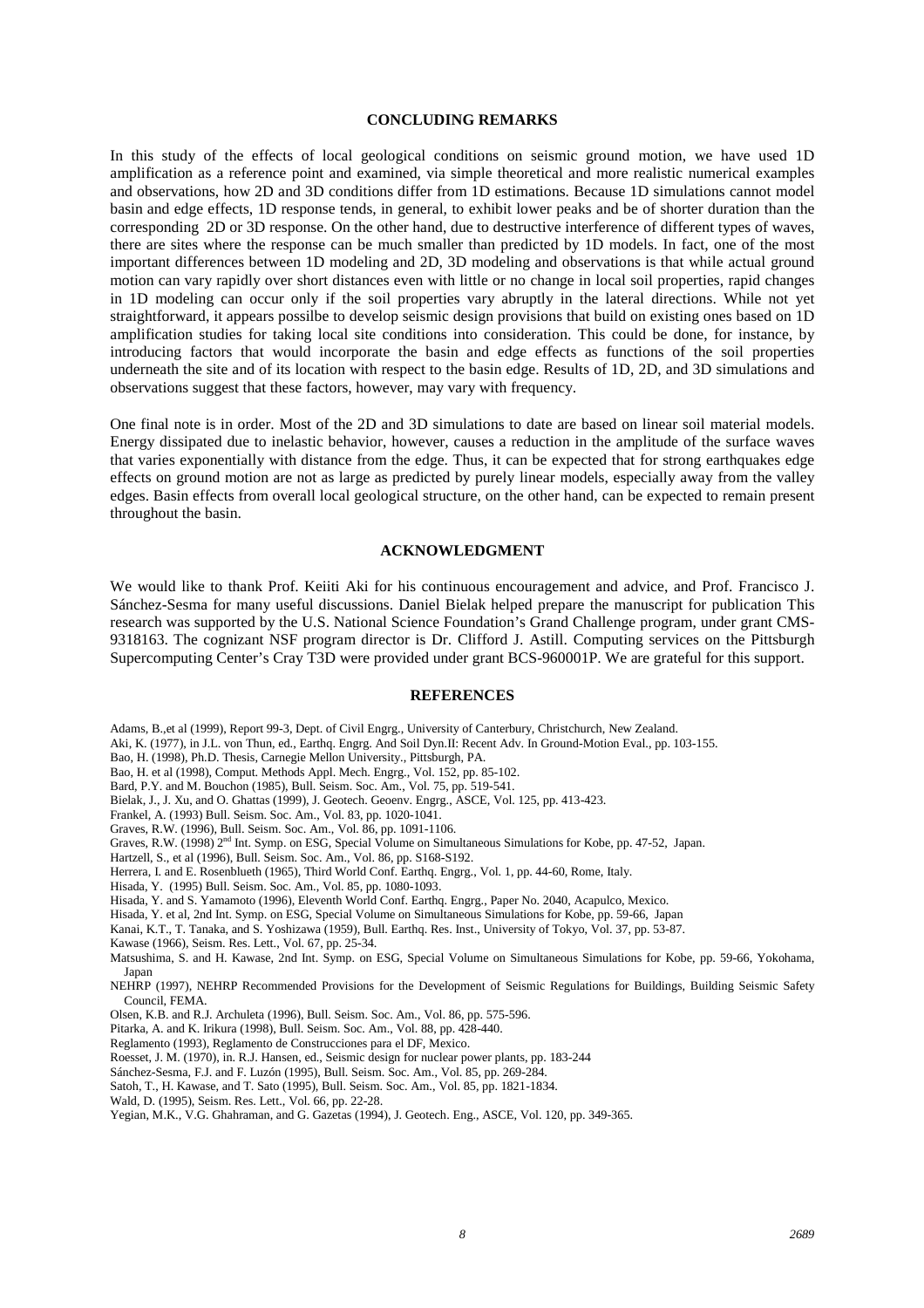## CONCLUDING REMARKS

In this study of the effects of local geological conditions on seismic ground motion, we have used 1D amplification as a reference point and examined, via simple theoretical and more realistic numerical examples and observations, how 2D and 3D conditions differ from 1D estimations. Because 1D simulations cannot model basin and edge effects, 1D response tends, in general, to exhibit lower peaks and be of shorter duration than the corresponding 2D or 3D response. On the other hand, due to destructive interference of different types of waves, there are sites where the response can be much smaller than predicted by 1D models. In fact, one of the most important differences between 1D modeling and 2D, 3D modeling and observations is that while actual ground motion can vary rapidly over short distances even with little or no change in local soil properties, rapid changes in 1D modeling can occur only if the soil properties vary abruptly in the lateral directions. While not yet straightforward, it appears possilbe to develop seismic design provisions that build on existing ones based on 1D amplification studies for taking local site conditions into consideration. This could be done, for instance, by introducing factors that would incorporate the basin and edge effects as functions of the soil properties underneath the site and of its location with respect to the basin edge. Results of 1D, 2D, and 3D simulations and observations suggest that these factors, however, may vary with frequency.

One final note is in order. Most of the 2D and 3D simulations to date are based on linear soil material models. Energy dissipated due to inelastic behavior, however, causes a reduction in the amplitude of the surface waves that varies exponentially with distance from the edge. Thus, it can be expected that for strong earthquakes edge effects on ground motion are not as large as predicted by purely linear models, especially away from the valley edges. Basin effects from overall local geological structure, on the other hand, can be expected to remain present throughout the basin.

## ACKNOWLEDGMENT

We would like to thank Prof. Keiiti Aki for his continuous encouragement and advice, and Prof. Francisco J. Sánchez-Sesma for many useful discussions. Daniel Bielak helped prepare the manuscript for publication This research was supported by the U.S. National Science Foundation's Grand Challenge program, under grant CMS-9318163. The cognizant NSF program director is Dr. Clifford J. Astill. Computing services on the Pittsburgh Supercomputing Center's Cray T3D were provided under grant BCS-960001P. We are grateful for this support.

## REFERENCES

Adams, B.,et al (1999), Report 99-3, Dept. of Civil Engrg., University of Canterbury, Christchurch, New Zealand.

Aki, K. (1977), in J.L. von Thun, ed., Earthq. Engrg. And Soil Dyn.II: Recent Adv. In Ground-Motion Eval., pp. 103-155.

Bao, H. (1998), Ph.D. Thesis, Carnegie Mellon University., Pittsburgh, PA.

Bao, H. et al (1998), Comput. Methods Appl. Mech. Engrg., Vol. 152, pp. 85-102.

Bard, P.Y. and M. Bouchon (1985), Bull. Seism. Soc. Am., Vol. 75, pp. 519-541.

Bielak, J., J. Xu, and O. Ghattas (1999), J. Geotech. Geoenv. Engrg., ASCE, Vol. 125, pp. 413-423.

Frankel, A. (1993) Bull. Seism. Soc. Am., Vol. 83, pp. 1020-1041.

Graves, R.W. (1996), Bull. Seism. Soc. Am., Vol. 86, pp. 1091-1106.

Graves, R.W. (1998) 2nd Int. Symp. on ESG, Special Volume on Simultaneous Simulations for Kobe, pp. 47-52, Japan.

Hartzell, S., et al (1996), Bull. Seism. Soc. Am., Vol. 86, pp. S168-S192.

Herrera, I. and E. Rosenblueth (1965), Third World Conf. Earthq. Engrg., Vol. 1, pp. 44-60, Rome, Italy.

Hisada, Y. (1995) Bull. Seism. Soc. Am., Vol. 85, pp. 1080-1093.

Hisada, Y. and S. Yamamoto (1996), Eleventh World Conf. Earthq. Engrg., Paper No. 2040, Acapulco, Mexico.

Hisada, Y. et al, 2nd Int. Symp. on ESG, Special Volume on Simultaneous Simulations for Kobe, pp. 59-66, Japan

Kanai, K.T., T. Tanaka, and S. Yoshizawa (1959), Bull. Earthq. Res. Inst., University of Tokyo, Vol. 37, pp. 53-87.

Kawase (1966), Seism. Res. Lett., Vol. 67, pp. 25-34.

Matsushima, S. and H. Kawase, 2nd Int. Symp. on ESG, Special Volume on Simultaneous Simulations for Kobe, pp. 59-66, Yokohama, Japan

NEHRP (1997), NEHRP Recommended Provisions for the Development of Seismic Regulations for Buildings, Building Seismic Safety Council, FEMA.

Olsen, K.B. and R.J. Archuleta (1996), Bull. Seism. Soc. Am., Vol. 86, pp. 575-596.

Pitarka, A. and K. Irikura (1998), Bull. Seism. Soc. Am., Vol. 88, pp. 428-440.

Reglamento (1993), Reglamento de Construcciones para el DF, Mexico.

Roesset, J. M. (1970), in. R.J. Hansen, ed., Seismic design for nuclear power plants, pp. 183-244

Sánchez-Sesma, F.J. and F. Luzón (1995), Bull. Seism. Soc. Am., Vol. 85, pp. 269-284.

Satoh, T., H. Kawase, and T. Sato (1995), Bull. Seism. Soc. Am., Vol. 85, pp. 1821-1834.

Wald, D. (1995), Seism. Res. Lett., Vol. 66, pp. 22-28.

Yegian, M.K., V.G. Ghahraman, and G. Gazetas (1994), J. Geotech. Eng., ASCE, Vol. 120, pp. 349-365.